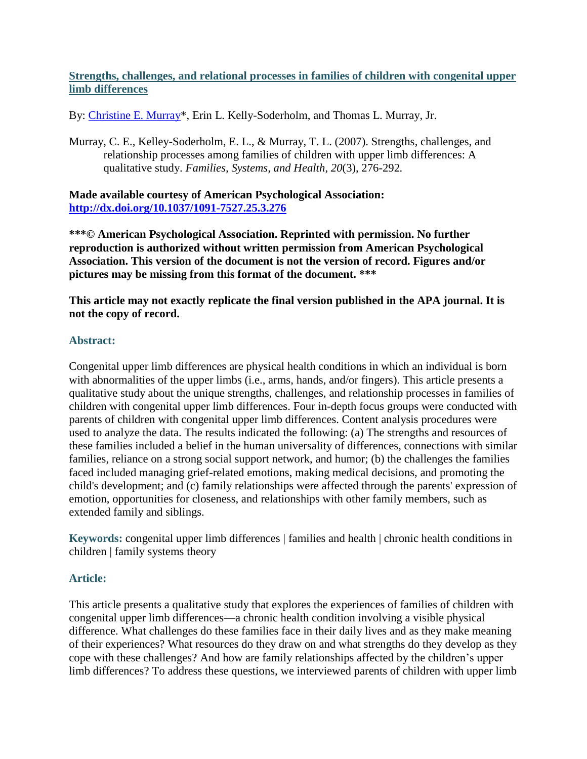**Strengths, challenges, and relational processes in families of children with congenital upper limb differences**

By: Christine E. Murray*, Erin L. Kelly-Soderholm, and Thomas L. Murray, Jr.

Murray, C. E., Kelley-Soderholm, E. L., & Murray, T. L. (2007). Strengths, challenges, and relationship processes among families of children with upper limb differences: A qualitative study. *Families, Systems, and Health*, *20*(3), 276-292*.*

**Made available courtesy of American Psychological Association: http://dx.doi.org/10.1037/1091-7527.25.3.276**

**\*\*\*© American Psychological Association. Reprinted with permission. No further reproduction is authorized without written permission from American Psychological Association. This version of the document is not the version of record. Figures and/or pictures may be missing from this format of the document. \*\*\***

**This article may not exactly replicate the final version published in the APA journal. It is not the copy of record.**

## Abstract:

Congenital upper limb differences are physical health conditions in which an individual is born with abnormalities of the upper limbs (i.e., arms, hands, and/or fingers). This article presents a qualitative study about the unique strengths, challenges, and relationship processes in families of children with congenital upper limb differences. Four in-depth focus groups were conducted with parents of children with congenital upper limb differences. Content analysis procedures were used to analyze the data. The results indicated the following: (a) The strengths and resources of these families included a belief in the human universality of differences, connections with similar families, reliance on a strong social support network, and humor; (b) the challenges the families faced included managing grief-related emotions, making medical decisions, and promoting the child's development; and (c) family relationships were affected through the parents' expression of emotion, opportunities for closeness, and relationships with other family members, such as extended family and siblings.

**Keywords:** congenital upper limb differences | families and health | chronic health conditions in children | family systems theory

## Article:

This article presents a qualitative study that explores the experiences of families of children with congenital upper limb differences—a chronic health condition involving a visible physical difference. What challenges do these families face in their daily lives and as they make meaning of their experiences? What resources do they draw on and what strengths do they develop as they cope with these challenges? And how are family relationships affected by the children's upper limb differences? To address these questions, we interviewed parents of children with upper limb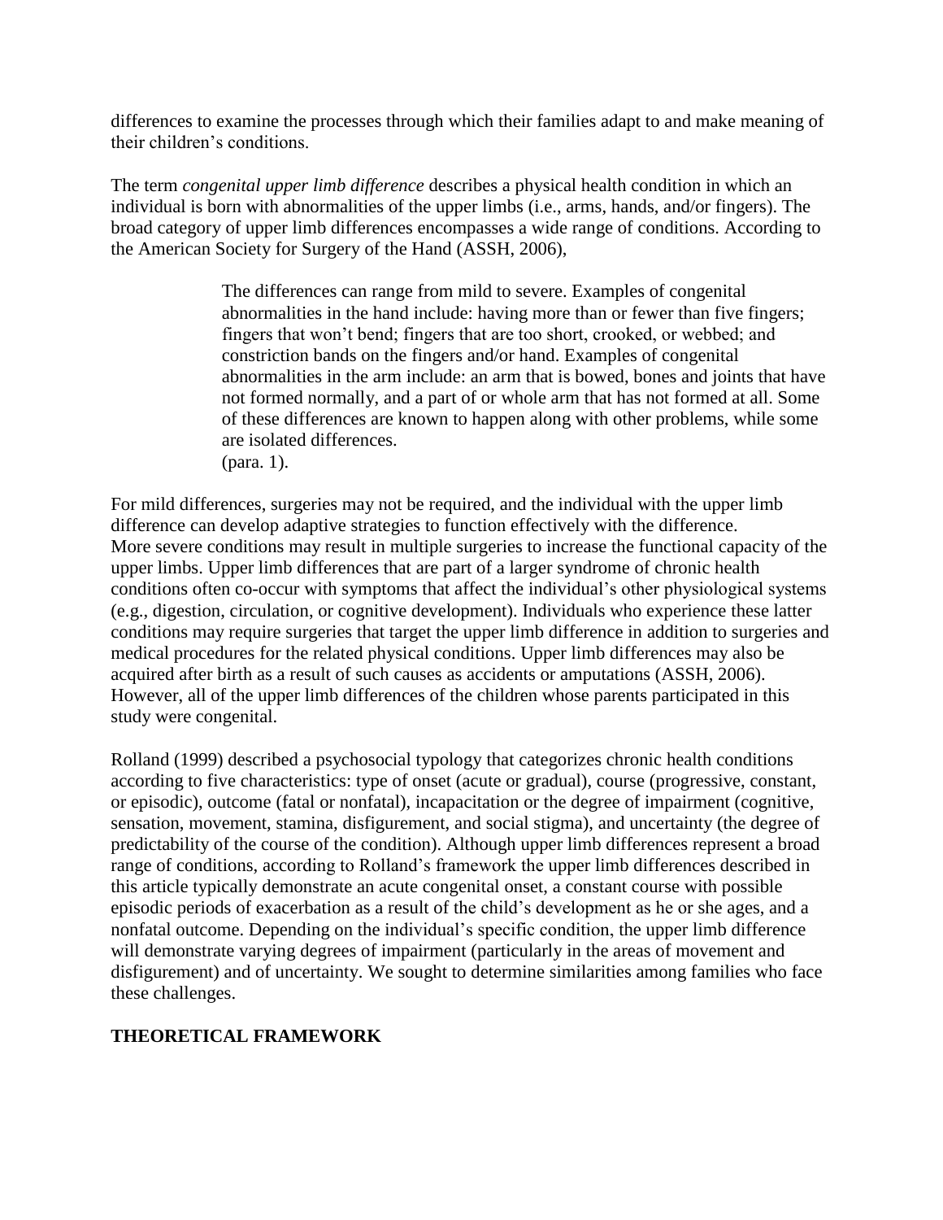differences to examine the processes through which their families adapt to and make meaning of their children's conditions.

The term *congenital upper limb difference* describes a physical health condition in which an individual is born with abnormalities of the upper limbs (i.e., arms, hands, and/or fingers). The broad category of upper limb differences encompasses a wide range of conditions. According to the American Society for Surgery of the Hand (ASSH, 2006),

> The differences can range from mild to severe. Examples of congenital abnormalities in the hand include: having more than or fewer than five fingers; fingers that won't bend; fingers that are too short, crooked, or webbed; and constriction bands on the fingers and/or hand. Examples of congenital abnormalities in the arm include: an arm that is bowed, bones and joints that have not formed normally, and a part of or whole arm that has not formed at all. Some of these differences are known to happen along with other problems, while some are isolated differences.
> (para. 1).

For mild differences, surgeries may not be required, and the individual with the upper limb difference can develop adaptive strategies to function effectively with the difference. More severe conditions may result in multiple surgeries to increase the functional capacity of the upper limbs. Upper limb differences that are part of a larger syndrome of chronic health conditions often co-occur with symptoms that affect the individual's other physiological systems (e.g., digestion, circulation, or cognitive development). Individuals who experience these latter conditions may require surgeries that target the upper limb difference in addition to surgeries and medical procedures for the related physical conditions. Upper limb differences may also be acquired after birth as a result of such causes as accidents or amputations (ASSH, 2006). However, all of the upper limb differences of the children whose parents participated in this study were congenital.

Rolland (1999) described a psychosocial typology that categorizes chronic health conditions according to five characteristics: type of onset (acute or gradual), course (progressive, constant, or episodic), outcome (fatal or nonfatal), incapacitation or the degree of impairment (cognitive, sensation, movement, stamina, disfigurement, and social stigma), and uncertainty (the degree of predictability of the course of the condition). Although upper limb differences represent a broad range of conditions, according to Rolland's framework the upper limb differences described in this article typically demonstrate an acute congenital onset, a constant course with possible episodic periods of exacerbation as a result of the child's development as he or she ages, and a nonfatal outcome. Depending on the individual's specific condition, the upper limb difference will demonstrate varying degrees of impairment (particularly in the areas of movement and disfigurement) and of uncertainty. We sought to determine similarities among families who face these challenges.

## THEORETICAL FRAMEWORK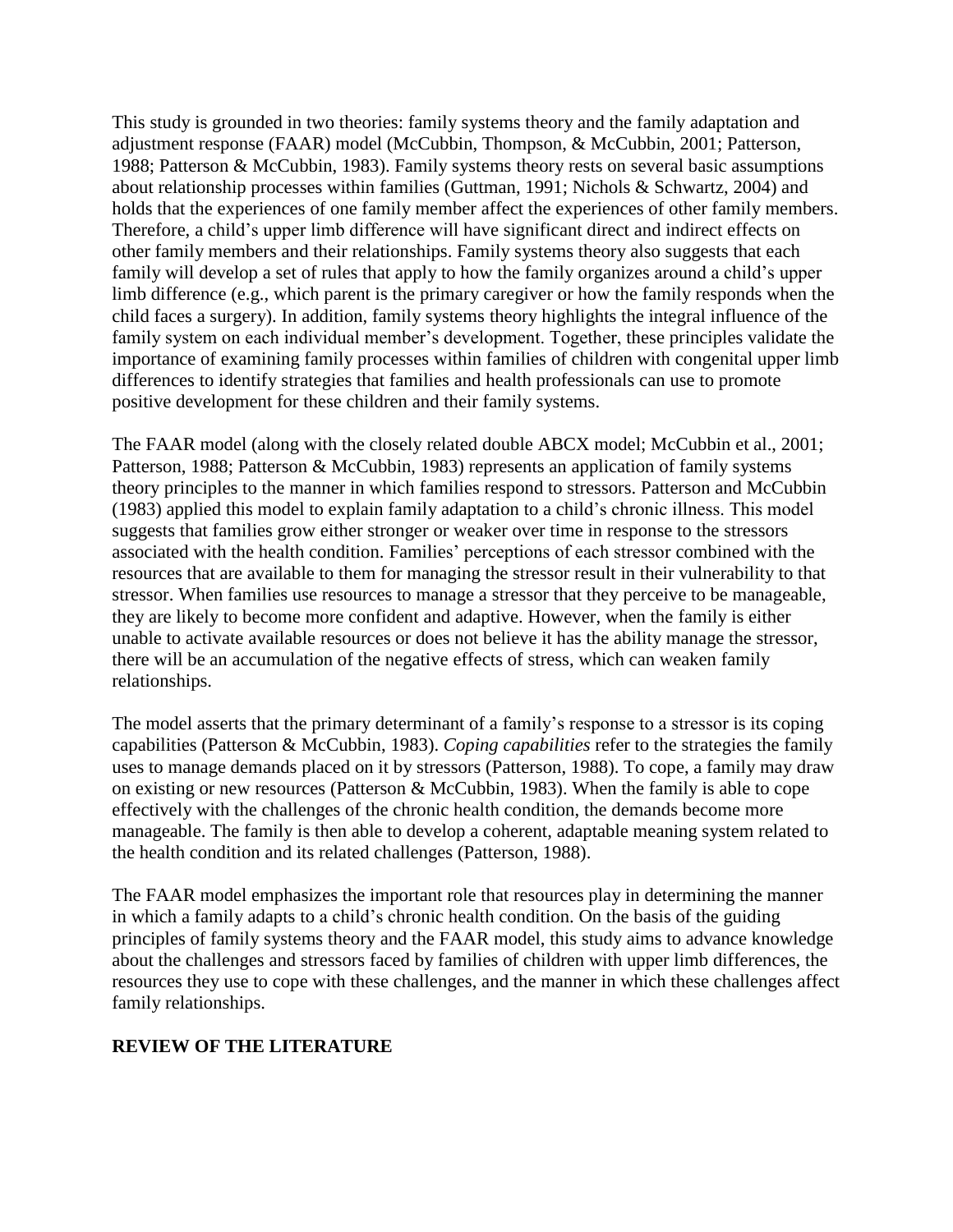This study is grounded in two theories: family systems theory and the family adaptation and adjustment response (FAAR) model (McCubbin, Thompson, & McCubbin, 2001; Patterson, 1988; Patterson & McCubbin, 1983). Family systems theory rests on several basic assumptions about relationship processes within families (Guttman, 1991; Nichols & Schwartz, 2004) and holds that the experiences of one family member affect the experiences of other family members. Therefore, a child's upper limb difference will have significant direct and indirect effects on other family members and their relationships. Family systems theory also suggests that each family will develop a set of rules that apply to how the family organizes around a child's upper limb difference (e.g., which parent is the primary caregiver or how the family responds when the child faces a surgery). In addition, family systems theory highlights the integral influence of the family system on each individual member's development. Together, these principles validate the importance of examining family processes within families of children with congenital upper limb differences to identify strategies that families and health professionals can use to promote positive development for these children and their family systems.

The FAAR model (along with the closely related double ABCX model; McCubbin et al., 2001; Patterson, 1988; Patterson & McCubbin, 1983) represents an application of family systems theory principles to the manner in which families respond to stressors. Patterson and McCubbin (1983) applied this model to explain family adaptation to a child's chronic illness. This model suggests that families grow either stronger or weaker over time in response to the stressors associated with the health condition. Families' perceptions of each stressor combined with the resources that are available to them for managing the stressor result in their vulnerability to that stressor. When families use resources to manage a stressor that they perceive to be manageable, they are likely to become more confident and adaptive. However, when the family is either unable to activate available resources or does not believe it has the ability manage the stressor, there will be an accumulation of the negative effects of stress, which can weaken family relationships.

The model asserts that the primary determinant of a family's response to a stressor is its coping capabilities (Patterson & McCubbin, 1983). *Coping capabilities* refer to the strategies the family uses to manage demands placed on it by stressors (Patterson, 1988). To cope, a family may draw on existing or new resources (Patterson & McCubbin, 1983). When the family is able to cope effectively with the challenges of the chronic health condition, the demands become more manageable. The family is then able to develop a coherent, adaptable meaning system related to the health condition and its related challenges (Patterson, 1988).

The FAAR model emphasizes the important role that resources play in determining the manner in which a family adapts to a child's chronic health condition. On the basis of the guiding principles of family systems theory and the FAAR model, this study aims to advance knowledge about the challenges and stressors faced by families of children with upper limb differences, the resources they use to cope with these challenges, and the manner in which these challenges affect family relationships.

## REVIEW OF THE LITERATURE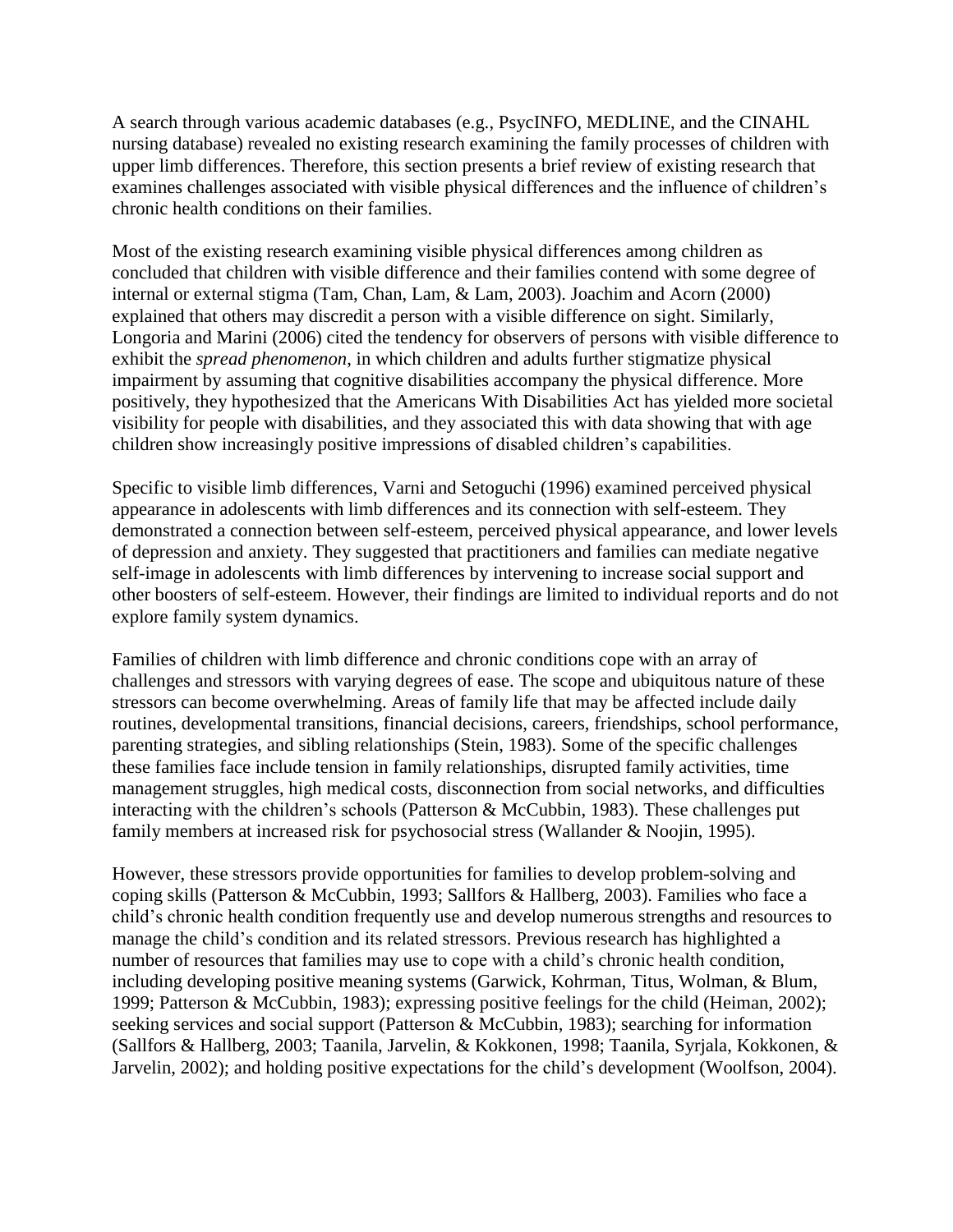A search through various academic databases (e.g., PsycINFO, MEDLINE, and the CINAHL nursing database) revealed no existing research examining the family processes of children with upper limb differences. Therefore, this section presents a brief review of existing research that examines challenges associated with visible physical differences and the influence of children's chronic health conditions on their families.

Most of the existing research examining visible physical differences among children as concluded that children with visible difference and their families contend with some degree of internal or external stigma (Tam, Chan, Lam, & Lam, 2003). Joachim and Acorn (2000) explained that others may discredit a person with a visible difference on sight. Similarly, Longoria and Marini (2006) cited the tendency for observers of persons with visible difference to exhibit the *spread phenomenon*, in which children and adults further stigmatize physical impairment by assuming that cognitive disabilities accompany the physical difference. More positively, they hypothesized that the Americans With Disabilities Act has yielded more societal visibility for people with disabilities, and they associated this with data showing that with age children show increasingly positive impressions of disabled children's capabilities.

Specific to visible limb differences, Varni and Setoguchi (1996) examined perceived physical appearance in adolescents with limb differences and its connection with self-esteem. They demonstrated a connection between self-esteem, perceived physical appearance, and lower levels of depression and anxiety. They suggested that practitioners and families can mediate negative self-image in adolescents with limb differences by intervening to increase social support and other boosters of self-esteem. However, their findings are limited to individual reports and do not explore family system dynamics.

Families of children with limb difference and chronic conditions cope with an array of challenges and stressors with varying degrees of ease. The scope and ubiquitous nature of these stressors can become overwhelming. Areas of family life that may be affected include daily routines, developmental transitions, financial decisions, careers, friendships, school performance, parenting strategies, and sibling relationships (Stein, 1983). Some of the specific challenges these families face include tension in family relationships, disrupted family activities, time management struggles, high medical costs, disconnection from social networks, and difficulties interacting with the children's schools (Patterson & McCubbin, 1983). These challenges put family members at increased risk for psychosocial stress (Wallander & Noojin, 1995).

However, these stressors provide opportunities for families to develop problem-solving and coping skills (Patterson & McCubbin, 1993; Sallfors & Hallberg, 2003). Families who face a child's chronic health condition frequently use and develop numerous strengths and resources to manage the child's condition and its related stressors. Previous research has highlighted a number of resources that families may use to cope with a child's chronic health condition, including developing positive meaning systems (Garwick, Kohrman, Titus, Wolman, & Blum, 1999; Patterson & McCubbin, 1983); expressing positive feelings for the child (Heiman, 2002); seeking services and social support (Patterson & McCubbin, 1983); searching for information (Sallfors & Hallberg, 2003; Taanila, Jarvelin, & Kokkonen, 1998; Taanila, Syrjala, Kokkonen, & Jarvelin, 2002); and holding positive expectations for the child's development (Woolfson, 2004).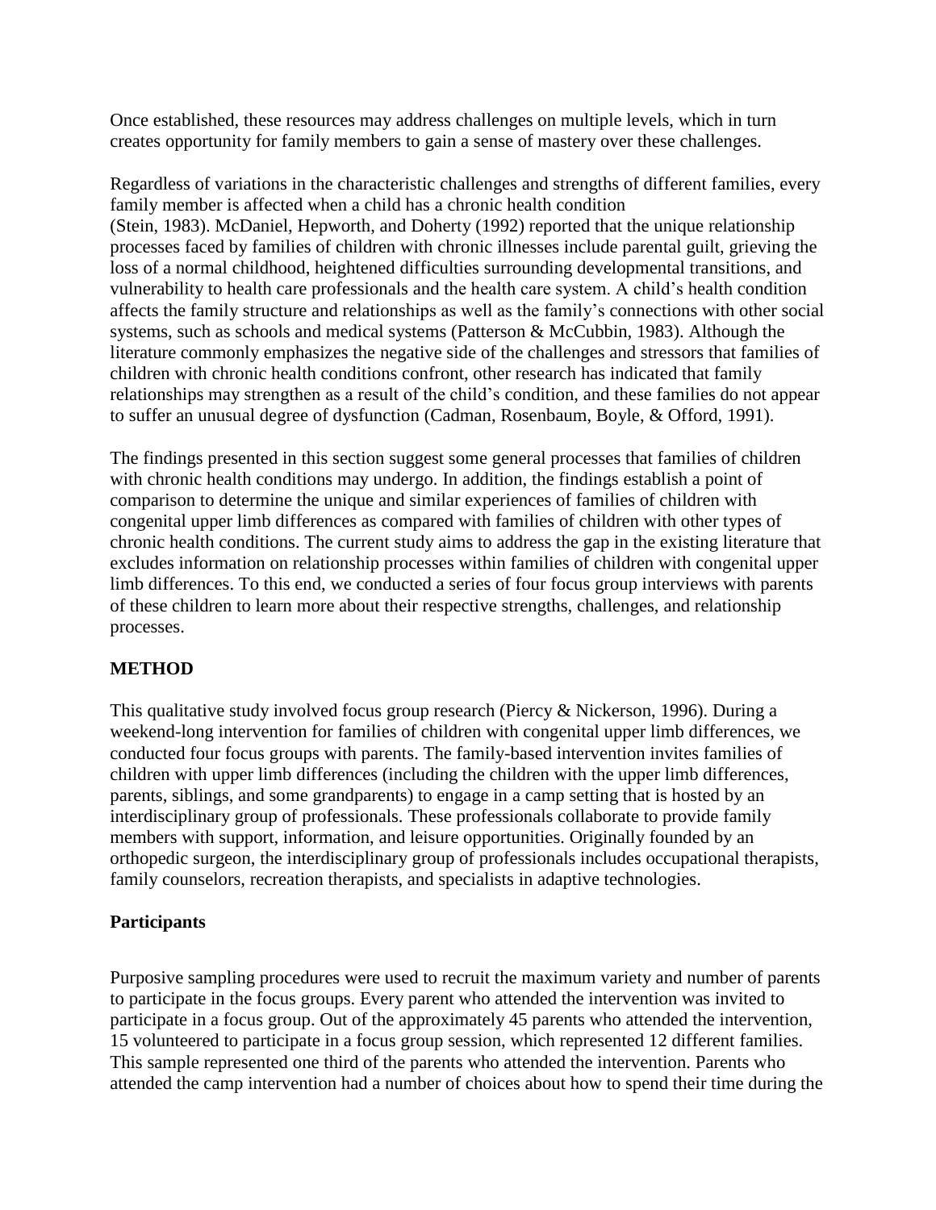Once established, these resources may address challenges on multiple levels, which in turn creates opportunity for family members to gain a sense of mastery over these challenges.

Regardless of variations in the characteristic challenges and strengths of different families, every family member is affected when a child has a chronic health condition (Stein, 1983). McDaniel, Hepworth, and Doherty (1992) reported that the unique relationship processes faced by families of children with chronic illnesses include parental guilt, grieving the loss of a normal childhood, heightened difficulties surrounding developmental transitions, and vulnerability to health care professionals and the health care system. A child's health condition affects the family structure and relationships as well as the family's connections with other social systems, such as schools and medical systems (Patterson & McCubbin, 1983). Although the literature commonly emphasizes the negative side of the challenges and stressors that families of children with chronic health conditions confront, other research has indicated that family relationships may strengthen as a result of the child's condition, and these families do not appear to suffer an unusual degree of dysfunction (Cadman, Rosenbaum, Boyle, & Offord, 1991).

The findings presented in this section suggest some general processes that families of children with chronic health conditions may undergo. In addition, the findings establish a point of comparison to determine the unique and similar experiences of families of children with congenital upper limb differences as compared with families of children with other types of chronic health conditions. The current study aims to address the gap in the existing literature that excludes information on relationship processes within families of children with congenital upper limb differences. To this end, we conducted a series of four focus group interviews with parents of these children to learn more about their respective strengths, challenges, and relationship processes.

## METHOD

This qualitative study involved focus group research (Piercy & Nickerson, 1996). During a weekend-long intervention for families of children with congenital upper limb differences, we conducted four focus groups with parents. The family-based intervention invites families of children with upper limb differences (including the children with the upper limb differences, parents, siblings, and some grandparents) to engage in a camp setting that is hosted by an interdisciplinary group of professionals. These professionals collaborate to provide family members with support, information, and leisure opportunities. Originally founded by an orthopedic surgeon, the interdisciplinary group of professionals includes occupational therapists, family counselors, recreation therapists, and specialists in adaptive technologies.

### Participants

Purposive sampling procedures were used to recruit the maximum variety and number of parents to participate in the focus groups. Every parent who attended the intervention was invited to participate in a focus group. Out of the approximately 45 parents who attended the intervention, 15 volunteered to participate in a focus group session, which represented 12 different families. This sample represented one third of the parents who attended the intervention. Parents who attended the camp intervention had a number of choices about how to spend their time during the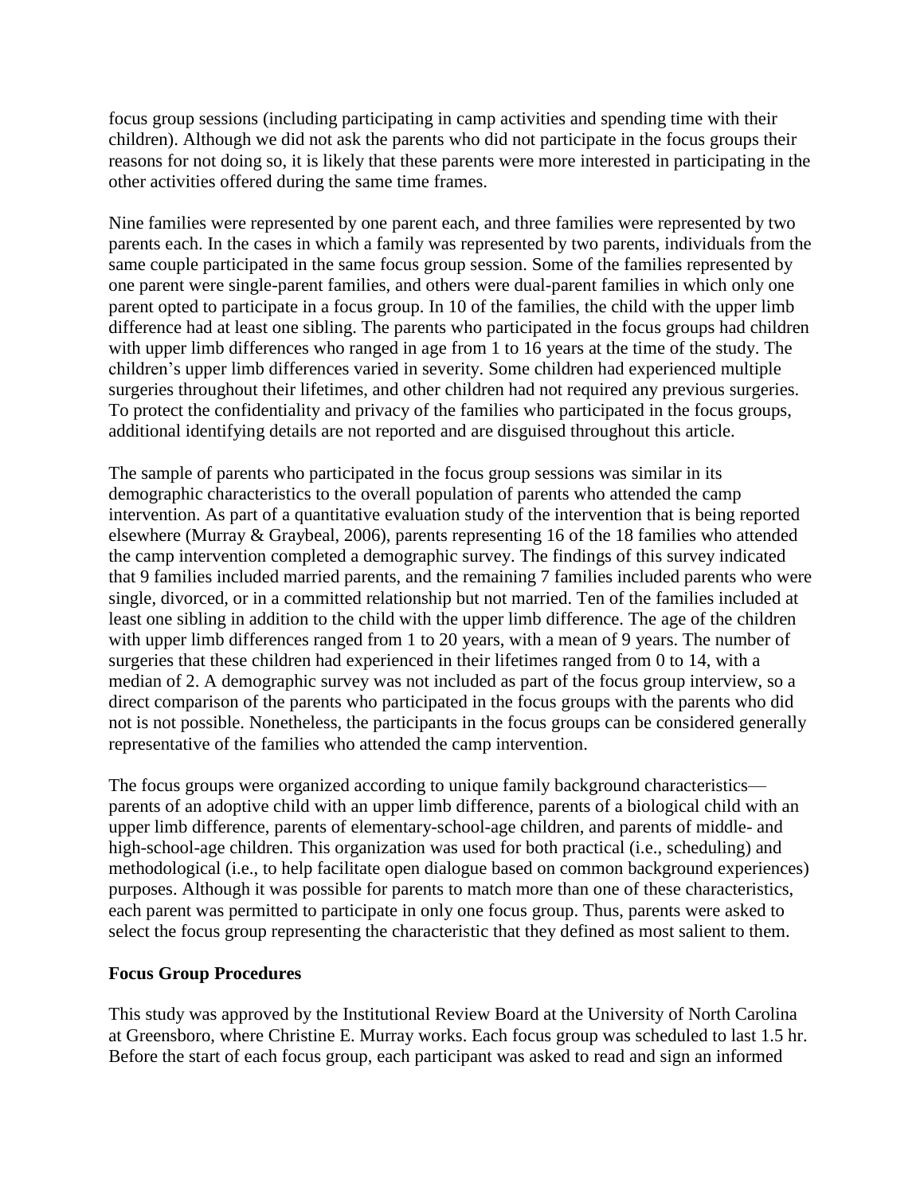focus group sessions (including participating in camp activities and spending time with their children). Although we did not ask the parents who did not participate in the focus groups their reasons for not doing so, it is likely that these parents were more interested in participating in the other activities offered during the same time frames.

Nine families were represented by one parent each, and three families were represented by two parents each. In the cases in which a family was represented by two parents, individuals from the same couple participated in the same focus group session. Some of the families represented by one parent were single-parent families, and others were dual-parent families in which only one parent opted to participate in a focus group. In 10 of the families, the child with the upper limb difference had at least one sibling. The parents who participated in the focus groups had children with upper limb differences who ranged in age from 1 to 16 years at the time of the study. The children's upper limb differences varied in severity. Some children had experienced multiple surgeries throughout their lifetimes, and other children had not required any previous surgeries. To protect the confidentiality and privacy of the families who participated in the focus groups, additional identifying details are not reported and are disguised throughout this article.

The sample of parents who participated in the focus group sessions was similar in its demographic characteristics to the overall population of parents who attended the camp intervention. As part of a quantitative evaluation study of the intervention that is being reported elsewhere (Murray & Graybeal, 2006), parents representing 16 of the 18 families who attended the camp intervention completed a demographic survey. The findings of this survey indicated that 9 families included married parents, and the remaining 7 families included parents who were single, divorced, or in a committed relationship but not married. Ten of the families included at least one sibling in addition to the child with the upper limb difference. The age of the children with upper limb differences ranged from 1 to 20 years, with a mean of 9 years. The number of surgeries that these children had experienced in their lifetimes ranged from 0 to 14, with a median of 2. A demographic survey was not included as part of the focus group interview, so a direct comparison of the parents who participated in the focus groups with the parents who did not is not possible. Nonetheless, the participants in the focus groups can be considered generally representative of the families who attended the camp intervention.

The focus groups were organized according to unique family background characteristics—parents of an adoptive child with an upper limb difference, parents of a biological child with an upper limb difference, parents of elementary-school-age children, and parents of middle- and high-school-age children. This organization was used for both practical (i.e., scheduling) and methodological (i.e., to help facilitate open dialogue based on common background experiences) purposes. Although it was possible for parents to match more than one of these characteristics, each parent was permitted to participate in only one focus group. Thus, parents were asked to select the focus group representing the characteristic that they defined as most salient to them.

**Focus Group Procedures**

This study was approved by the Institutional Review Board at the University of North Carolina at Greensboro, where Christine E. Murray works. Each focus group was scheduled to last 1.5 hr. Before the start of each focus group, each participant was asked to read and sign an informed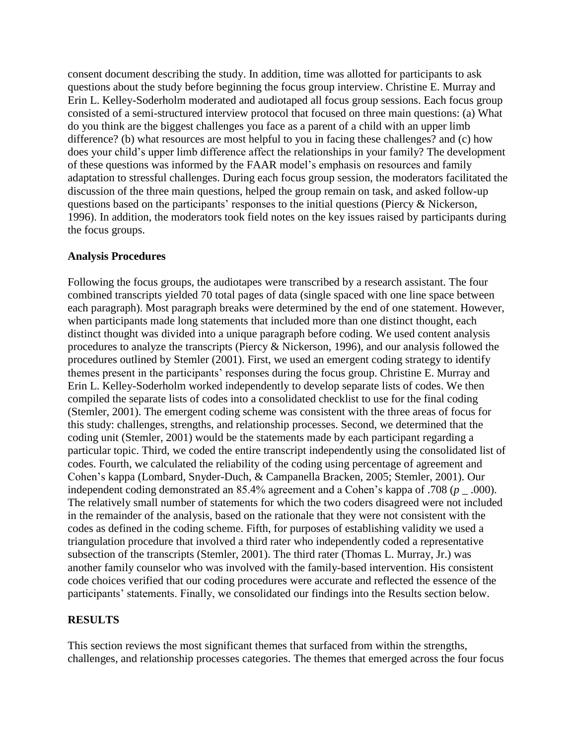consent document describing the study. In addition, time was allotted for participants to ask questions about the study before beginning the focus group interview. Christine E. Murray and Erin L. Kelley-Soderholm moderated and audiotaped all focus group sessions. Each focus group consisted of a semi-structured interview protocol that focused on three main questions: (a) What do you think are the biggest challenges you face as a parent of a child with an upper limb difference? (b) what resources are most helpful to you in facing these challenges? and (c) how does your child's upper limb difference affect the relationships in your family? The development of these questions was informed by the FAAR model's emphasis on resources and family adaptation to stressful challenges. During each focus group session, the moderators facilitated the discussion of the three main questions, helped the group remain on task, and asked follow-up questions based on the participants' responses to the initial questions (Piercy & Nickerson, 1996). In addition, the moderators took field notes on the key issues raised by participants during the focus groups.

### Analysis Procedures

Following the focus groups, the audiotapes were transcribed by a research assistant. The four combined transcripts yielded 70 total pages of data (single spaced with one line space between each paragraph). Most paragraph breaks were determined by the end of one statement. However, when participants made long statements that included more than one distinct thought, each distinct thought was divided into a unique paragraph before coding. We used content analysis procedures to analyze the transcripts (Piercy & Nickerson, 1996), and our analysis followed the procedures outlined by Stemler (2001). First, we used an emergent coding strategy to identify themes present in the participants' responses during the focus group. Christine E. Murray and Erin L. Kelley-Soderholm worked independently to develop separate lists of codes. We then compiled the separate lists of codes into a consolidated checklist to use for the final coding (Stemler, 2001). The emergent coding scheme was consistent with the three areas of focus for this study: challenges, strengths, and relationship processes. Second, we determined that the coding unit (Stemler, 2001) would be the statements made by each participant regarding a particular topic. Third, we coded the entire transcript independently using the consolidated list of codes. Fourth, we calculated the reliability of the coding using percentage of agreement and Cohen's kappa (Lombard, Snyder-Duch, & Campanella Bracken, 2005; Stemler, 2001). Our independent coding demonstrated an 85.4% agreement and a Cohen's kappa of .708 ($p$ _ .000). The relatively small number of statements for which the two coders disagreed were not included in the remainder of the analysis, based on the rationale that they were not consistent with the codes as defined in the coding scheme. Fifth, for purposes of establishing validity we used a triangulation procedure that involved a third rater who independently coded a representative subsection of the transcripts (Stemler, 2001). The third rater (Thomas L. Murray, Jr.) was another family counselor who was involved with the family-based intervention. His consistent code choices verified that our coding procedures were accurate and reflected the essence of the participants' statements. Finally, we consolidated our findings into the Results section below.

## RESULTS

This section reviews the most significant themes that surfaced from within the strengths, challenges, and relationship processes categories. The themes that emerged across the four focus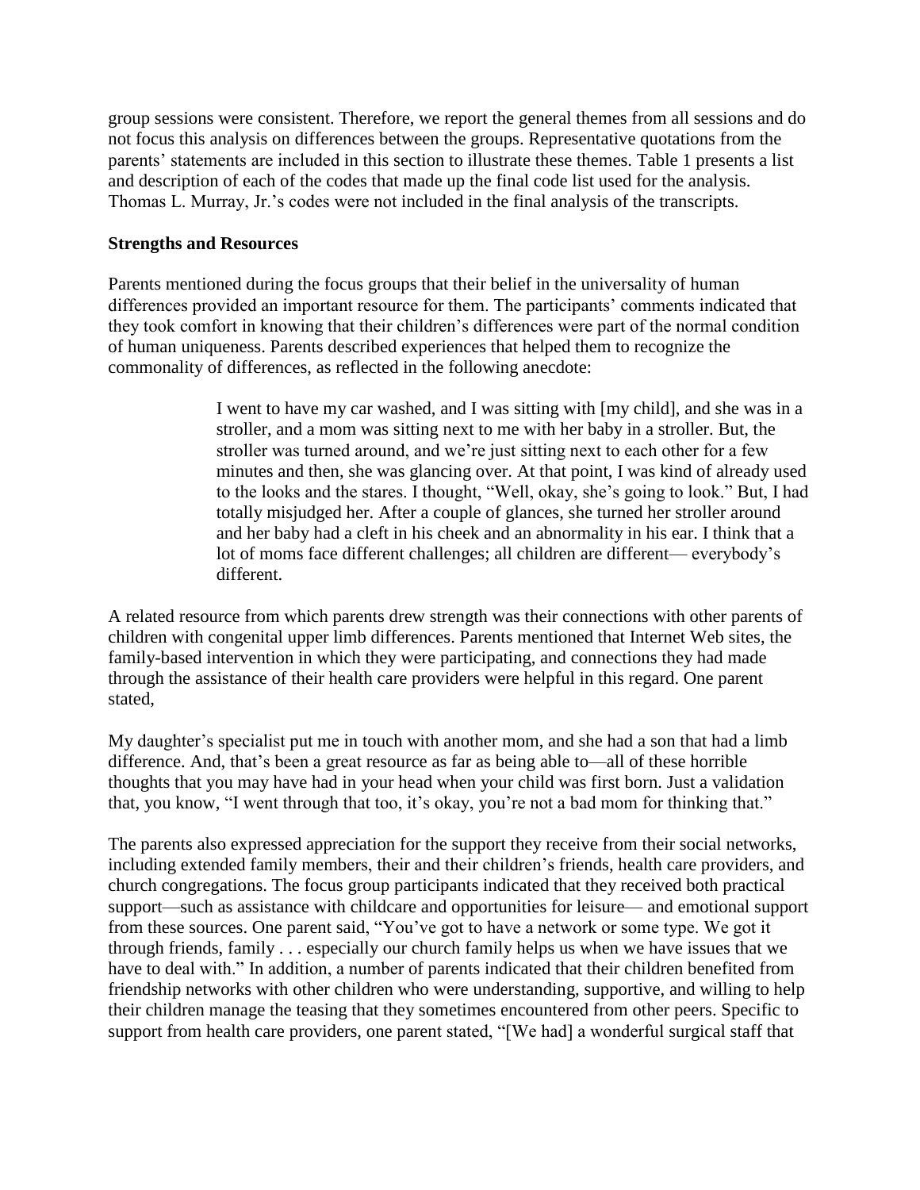group sessions were consistent. Therefore, we report the general themes from all sessions and do not focus this analysis on differences between the groups. Representative quotations from the parents' statements are included in this section to illustrate these themes. Table 1 presents a list and description of each of the codes that made up the final code list used for the analysis. Thomas L. Murray, Jr.'s codes were not included in the final analysis of the transcripts.

**Strengths and Resources**

Parents mentioned during the focus groups that their belief in the universality of human differences provided an important resource for them. The participants' comments indicated that they took comfort in knowing that their children's differences were part of the normal condition of human uniqueness. Parents described experiences that helped them to recognize the commonality of differences, as reflected in the following anecdote:

> I went to have my car washed, and I was sitting with [my child], and she was in a stroller, and a mom was sitting next to me with her baby in a stroller. But, the stroller was turned around, and we're just sitting next to each other for a few minutes and then, she was glancing over. At that point, I was kind of already used to the looks and the stares. I thought, "Well, okay, she's going to look." But, I had totally misjudged her. After a couple of glances, she turned her stroller around and her baby had a cleft in his cheek and an abnormality in his ear. I think that a lot of moms face different challenges; all children are different— everybody's different.

A related resource from which parents drew strength was their connections with other parents of children with congenital upper limb differences. Parents mentioned that Internet Web sites, the family-based intervention in which they were participating, and connections they had made through the assistance of their health care providers were helpful in this regard. One parent stated,

My daughter's specialist put me in touch with another mom, and she had a son that had a limb difference. And, that's been a great resource as far as being able to—all of these horrible thoughts that you may have had in your head when your child was first born. Just a validation that, you know, "I went through that too, it's okay, you're not a bad mom for thinking that."

The parents also expressed appreciation for the support they receive from their social networks, including extended family members, their and their children's friends, health care providers, and church congregations. The focus group participants indicated that they received both practical support—such as assistance with childcare and opportunities for leisure— and emotional support from these sources. One parent said, "You've got to have a network or some type. We got it through friends, family . . . especially our church family helps us when we have issues that we have to deal with." In addition, a number of parents indicated that their children benefited from friendship networks with other children who were understanding, supportive, and willing to help their children manage the teasing that they sometimes encountered from other peers. Specific to support from health care providers, one parent stated, "[We had] a wonderful surgical staff that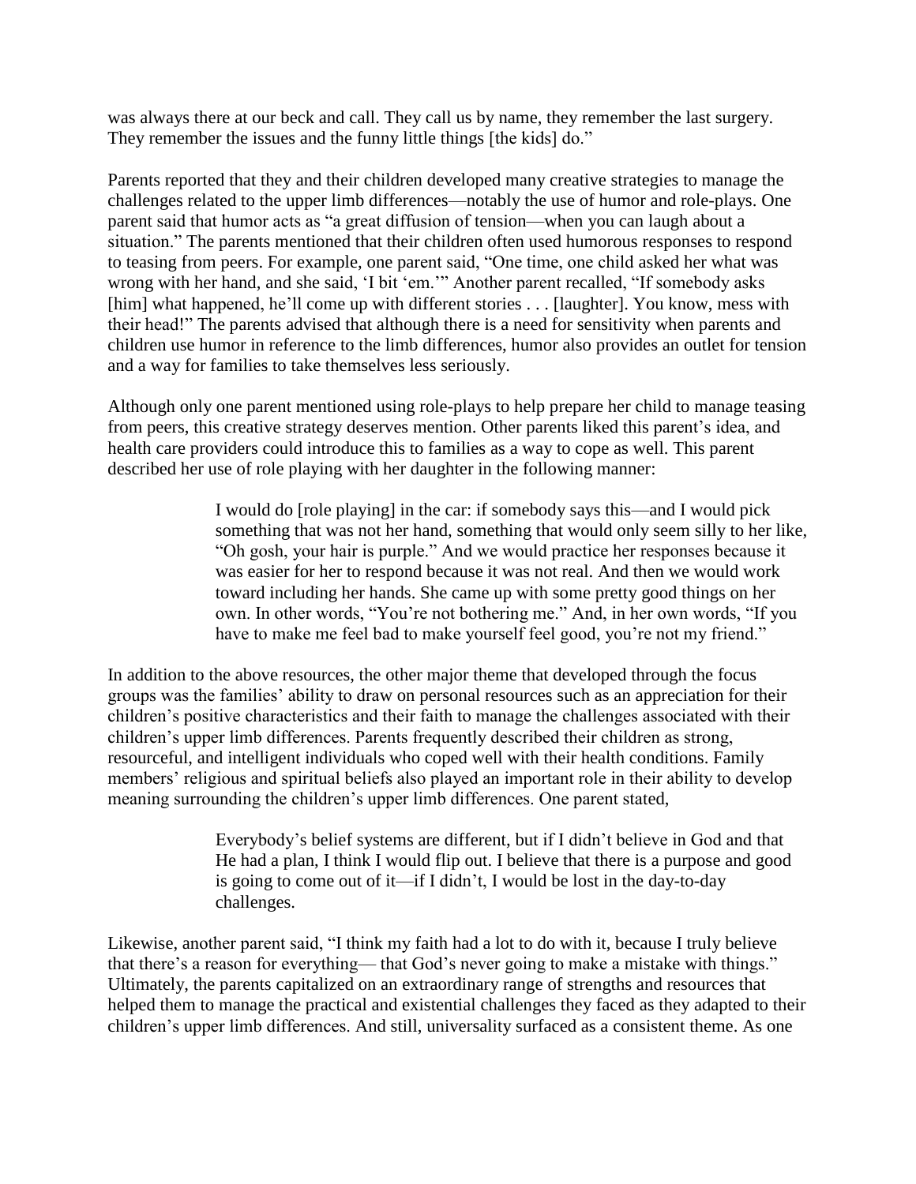was always there at our beck and call. They call us by name, they remember the last surgery. They remember the issues and the funny little things [the kids] do."

Parents reported that they and their children developed many creative strategies to manage the challenges related to the upper limb differences—notably the use of humor and role-plays. One parent said that humor acts as "a great diffusion of tension—when you can laugh about a situation." The parents mentioned that their children often used humorous responses to respond to teasing from peers. For example, one parent said, "One time, one child asked her what was wrong with her hand, and she said, 'I bit 'em.'" Another parent recalled, "If somebody asks [him] what happened, he'll come up with different stories . . . [laughter]. You know, mess with their head!" The parents advised that although there is a need for sensitivity when parents and children use humor in reference to the limb differences, humor also provides an outlet for tension and a way for families to take themselves less seriously.

Although only one parent mentioned using role-plays to help prepare her child to manage teasing from peers, this creative strategy deserves mention. Other parents liked this parent's idea, and health care providers could introduce this to families as a way to cope as well. This parent described her use of role playing with her daughter in the following manner:

> I would do [role playing] in the car: if somebody says this—and I would pick something that was not her hand, something that would only seem silly to her like, "Oh gosh, your hair is purple." And we would practice her responses because it was easier for her to respond because it was not real. And then we would work toward including her hands. She came up with some pretty good things on her own. In other words, "You're not bothering me." And, in her own words, "If you have to make me feel bad to make yourself feel good, you're not my friend."

In addition to the above resources, the other major theme that developed through the focus groups was the families' ability to draw on personal resources such as an appreciation for their children's positive characteristics and their faith to manage the challenges associated with their children's upper limb differences. Parents frequently described their children as strong, resourceful, and intelligent individuals who coped well with their health conditions. Family members' religious and spiritual beliefs also played an important role in their ability to develop meaning surrounding the children's upper limb differences. One parent stated,

> Everybody's belief systems are different, but if I didn't believe in God and that He had a plan, I think I would flip out. I believe that there is a purpose and good is going to come out of it—if I didn't, I would be lost in the day-to-day challenges.

Likewise, another parent said, "I think my faith had a lot to do with it, because I truly believe that there's a reason for everything— that God's never going to make a mistake with things." Ultimately, the parents capitalized on an extraordinary range of strengths and resources that helped them to manage the practical and existential challenges they faced as they adapted to their children's upper limb differences. And still, universality surfaced as a consistent theme. As one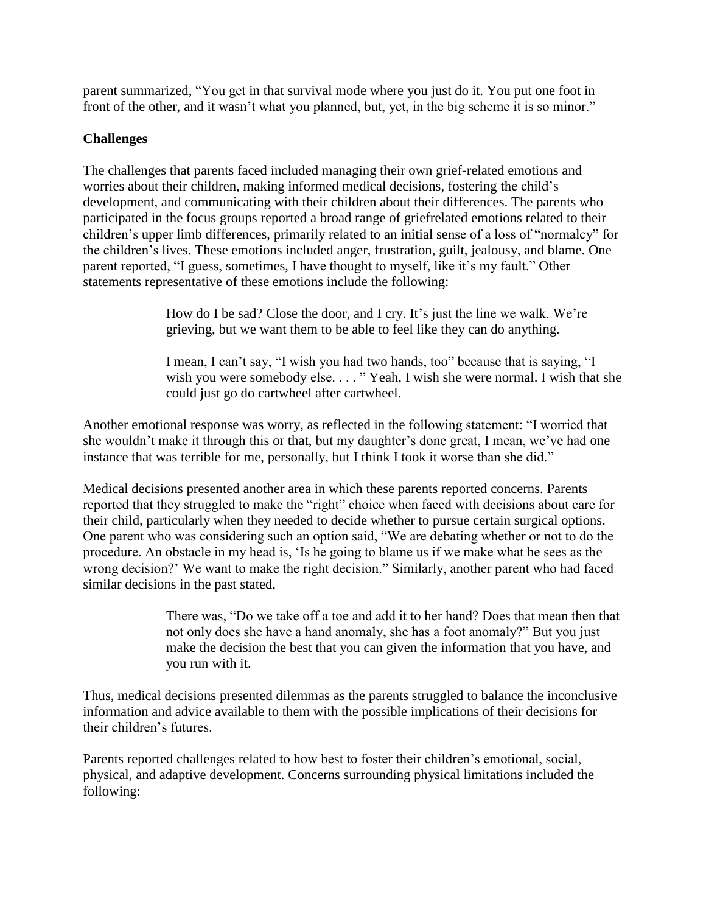parent summarized, "You get in that survival mode where you just do it. You put one foot in front of the other, and it wasn't what you planned, but, yet, in the big scheme it is so minor."

**Challenges**

The challenges that parents faced included managing their own grief-related emotions and worries about their children, making informed medical decisions, fostering the child's development, and communicating with their children about their differences. The parents who participated in the focus groups reported a broad range of griefrelated emotions related to their children's upper limb differences, primarily related to an initial sense of a loss of "normalcy" for the children's lives. These emotions included anger, frustration, guilt, jealousy, and blame. One parent reported, "I guess, sometimes, I have thought to myself, like it's my fault." Other statements representative of these emotions include the following:

> How do I be sad? Close the door, and I cry. It's just the line we walk. We're grieving, but we want them to be able to feel like they can do anything.
>
> I mean, I can't say, "I wish you had two hands, too" because that is saying, "I wish you were somebody else. . . . " Yeah, I wish she were normal. I wish that she could just go do cartwheel after cartwheel.

Another emotional response was worry, as reflected in the following statement: "I worried that she wouldn't make it through this or that, but my daughter's done great, I mean, we've had one instance that was terrible for me, personally, but I think I took it worse than she did."

Medical decisions presented another area in which these parents reported concerns. Parents reported that they struggled to make the "right" choice when faced with decisions about care for their child, particularly when they needed to decide whether to pursue certain surgical options. One parent who was considering such an option said, "We are debating whether or not to do the procedure. An obstacle in my head is, 'Is he going to blame us if we make what he sees as the wrong decision?' We want to make the right decision." Similarly, another parent who had faced similar decisions in the past stated,

> There was, "Do we take off a toe and add it to her hand? Does that mean then that not only does she have a hand anomaly, she has a foot anomaly?" But you just make the decision the best that you can given the information that you have, and you run with it.

Thus, medical decisions presented dilemmas as the parents struggled to balance the inconclusive information and advice available to them with the possible implications of their decisions for their children's futures.

Parents reported challenges related to how best to foster their children's emotional, social, physical, and adaptive development. Concerns surrounding physical limitations included the following: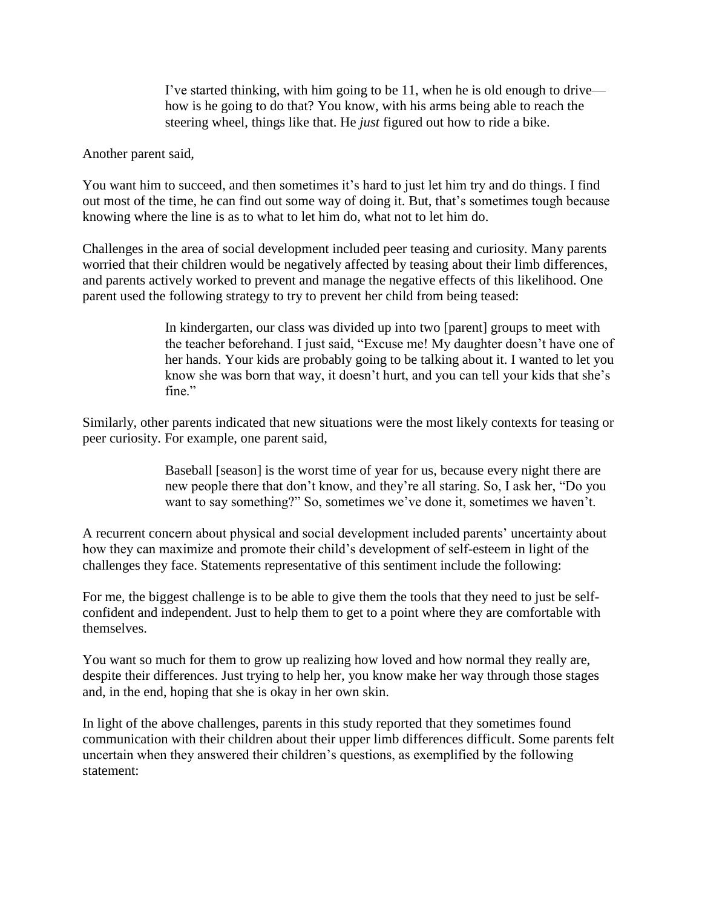> I've started thinking, with him going to be 11, when he is old enough to drive—how is he going to do that? You know, with his arms being able to reach the steering wheel, things like that. He *just* figured out how to ride a bike.

Another parent said,

You want him to succeed, and then sometimes it's hard to just let him try and do things. I find out most of the time, he can find out some way of doing it. But, that's sometimes tough because knowing where the line is as to what to let him do, what not to let him do.

Challenges in the area of social development included peer teasing and curiosity. Many parents worried that their children would be negatively affected by teasing about their limb differences, and parents actively worked to prevent and manage the negative effects of this likelihood. One parent used the following strategy to try to prevent her child from being teased:

> In kindergarten, our class was divided up into two [parent] groups to meet with the teacher beforehand. I just said, "Excuse me! My daughter doesn't have one of her hands. Your kids are probably going to be talking about it. I wanted to let you know she was born that way, it doesn't hurt, and you can tell your kids that she's fine."

Similarly, other parents indicated that new situations were the most likely contexts for teasing or peer curiosity. For example, one parent said,

> Baseball [season] is the worst time of year for us, because every night there are new people there that don't know, and they're all staring. So, I ask her, "Do you want to say something?" So, sometimes we've done it, sometimes we haven't.

A recurrent concern about physical and social development included parents' uncertainty about how they can maximize and promote their child's development of self-esteem in light of the challenges they face. Statements representative of this sentiment include the following:

For me, the biggest challenge is to be able to give them the tools that they need to just be self-confident and independent. Just to help them to get to a point where they are comfortable with themselves.

You want so much for them to grow up realizing how loved and how normal they really are, despite their differences. Just trying to help her, you know make her way through those stages and, in the end, hoping that she is okay in her own skin.

In light of the above challenges, parents in this study reported that they sometimes found communication with their children about their upper limb differences difficult. Some parents felt uncertain when they answered their children's questions, as exemplified by the following statement: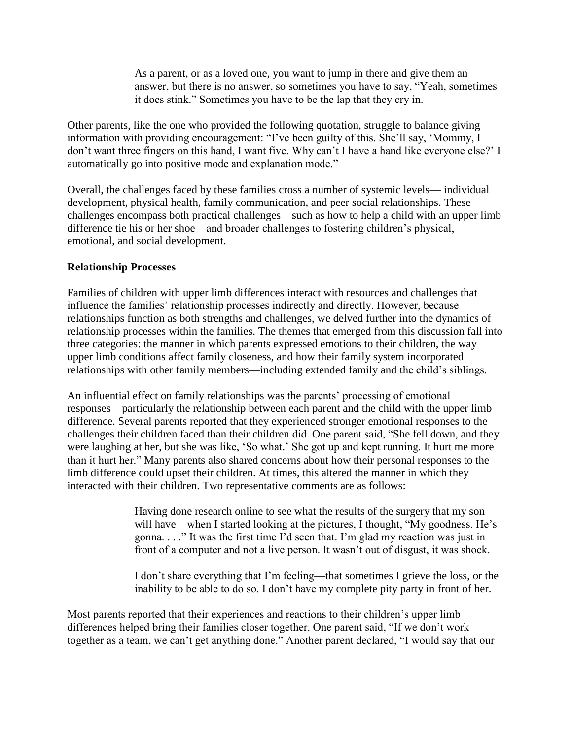> As a parent, or as a loved one, you want to jump in there and give them an answer, but there is no answer, so sometimes you have to say, "Yeah, sometimes it does stink." Sometimes you have to be the lap that they cry in.

Other parents, like the one who provided the following quotation, struggle to balance giving information with providing encouragement: "I've been guilty of this. She'll say, 'Mommy, I don't want three fingers on this hand, I want five. Why can't I have a hand like everyone else?' I automatically go into positive mode and explanation mode."

Overall, the challenges faced by these families cross a number of systemic levels— individual development, physical health, family communication, and peer social relationships. These challenges encompass both practical challenges—such as how to help a child with an upper limb difference tie his or her shoe—and broader challenges to fostering children's physical, emotional, and social development.

**Relationship Processes**

Families of children with upper limb differences interact with resources and challenges that influence the families' relationship processes indirectly and directly. However, because relationships function as both strengths and challenges, we delved further into the dynamics of relationship processes within the families. The themes that emerged from this discussion fall into three categories: the manner in which parents expressed emotions to their children, the way upper limb conditions affect family closeness, and how their family system incorporated relationships with other family members—including extended family and the child's siblings.

An influential effect on family relationships was the parents' processing of emotional responses—particularly the relationship between each parent and the child with the upper limb difference. Several parents reported that they experienced stronger emotional responses to the challenges their children faced than their children did. One parent said, "She fell down, and they were laughing at her, but she was like, 'So what.' She got up and kept running. It hurt me more than it hurt her." Many parents also shared concerns about how their personal responses to the limb difference could upset their children. At times, this altered the manner in which they interacted with their children. Two representative comments are as follows:

> Having done research online to see what the results of the surgery that my son will have—when I started looking at the pictures, I thought, "My goodness. He's gonna. . . ." It was the first time I'd seen that. I'm glad my reaction was just in front of a computer and not a live person. It wasn't out of disgust, it was shock.

> I don't share everything that I'm feeling—that sometimes I grieve the loss, or the inability to be able to do so. I don't have my complete pity party in front of her.

Most parents reported that their experiences and reactions to their children's upper limb differences helped bring their families closer together. One parent said, "If we don't work together as a team, we can't get anything done." Another parent declared, "I would say that our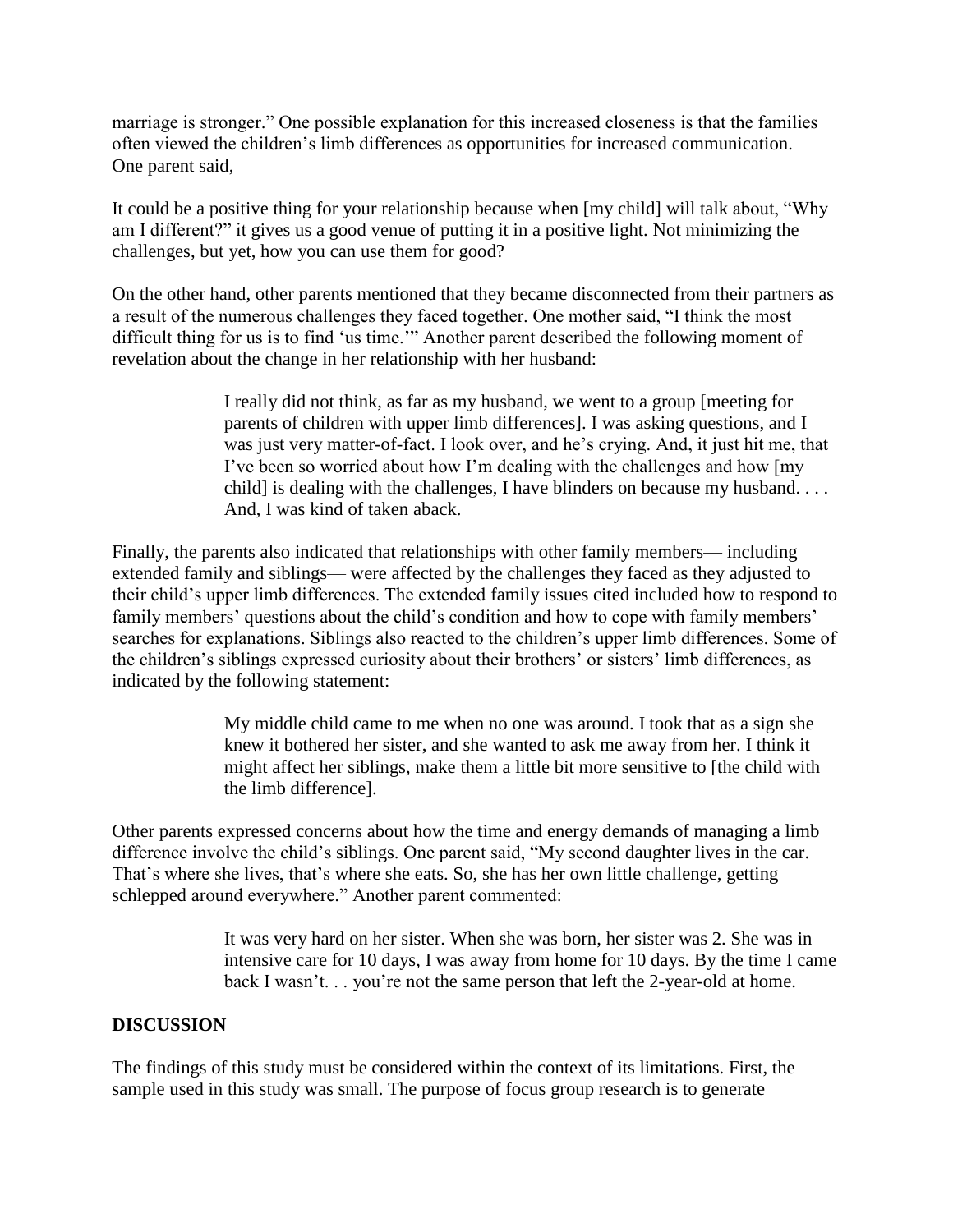marriage is stronger." One possible explanation for this increased closeness is that the families often viewed the children's limb differences as opportunities for increased communication. One parent said,

It could be a positive thing for your relationship because when [my child] will talk about, "Why am I different?" it gives us a good venue of putting it in a positive light. Not minimizing the challenges, but yet, how you can use them for good?

On the other hand, other parents mentioned that they became disconnected from their partners as a result of the numerous challenges they faced together. One mother said, "I think the most difficult thing for us is to find 'us time.'" Another parent described the following moment of revelation about the change in her relationship with her husband:

> I really did not think, as far as my husband, we went to a group [meeting for parents of children with upper limb differences]. I was asking questions, and I was just very matter-of-fact. I look over, and he's crying. And, it just hit me, that I've been so worried about how I'm dealing with the challenges and how [my child] is dealing with the challenges, I have blinders on because my husband. . . . And, I was kind of taken aback.

Finally, the parents also indicated that relationships with other family members— including extended family and siblings— were affected by the challenges they faced as they adjusted to their child's upper limb differences. The extended family issues cited included how to respond to family members' questions about the child's condition and how to cope with family members' searches for explanations. Siblings also reacted to the children's upper limb differences. Some of the children's siblings expressed curiosity about their brothers' or sisters' limb differences, as indicated by the following statement:

> My middle child came to me when no one was around. I took that as a sign she knew it bothered her sister, and she wanted to ask me away from her. I think it might affect her siblings, make them a little bit more sensitive to [the child with the limb difference].

Other parents expressed concerns about how the time and energy demands of managing a limb difference involve the child's siblings. One parent said, "My second daughter lives in the car. That's where she lives, that's where she eats. So, she has her own little challenge, getting schlepped around everywhere." Another parent commented:

> It was very hard on her sister. When she was born, her sister was 2. She was in intensive care for 10 days, I was away from home for 10 days. By the time I came back I wasn't. . . you're not the same person that left the 2-year-old at home.

## DISCUSSION

The findings of this study must be considered within the context of its limitations. First, the sample used in this study was small. The purpose of focus group research is to generate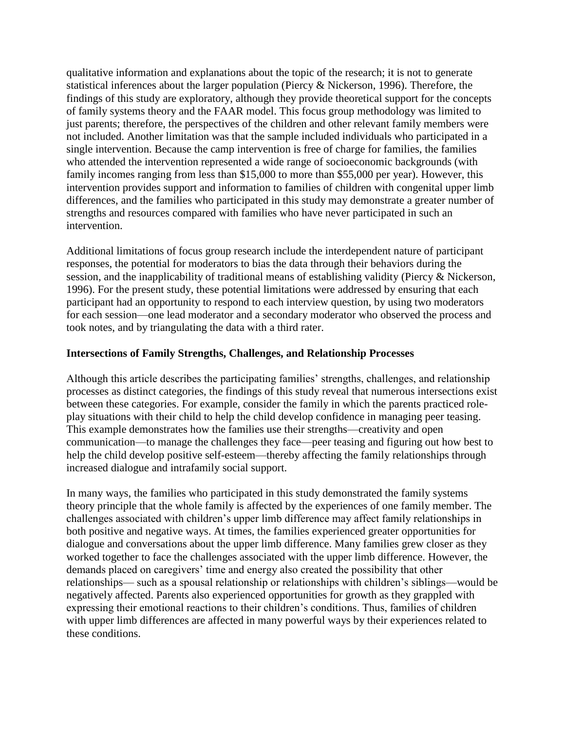qualitative information and explanations about the topic of the research; it is not to generate statistical inferences about the larger population (Piercy & Nickerson, 1996). Therefore, the findings of this study are exploratory, although they provide theoretical support for the concepts of family systems theory and the FAAR model. This focus group methodology was limited to just parents; therefore, the perspectives of the children and other relevant family members were not included. Another limitation was that the sample included individuals who participated in a single intervention. Because the camp intervention is free of charge for families, the families who attended the intervention represented a wide range of socioeconomic backgrounds (with family incomes ranging from less than $15,000 to more than $55,000 per year). However, this intervention provides support and information to families of children with congenital upper limb differences, and the families who participated in this study may demonstrate a greater number of strengths and resources compared with families who have never participated in such an intervention.

Additional limitations of focus group research include the interdependent nature of participant responses, the potential for moderators to bias the data through their behaviors during the session, and the inapplicability of traditional means of establishing validity (Piercy & Nickerson, 1996). For the present study, these potential limitations were addressed by ensuring that each participant had an opportunity to respond to each interview question, by using two moderators for each session—one lead moderator and a secondary moderator who observed the process and took notes, and by triangulating the data with a third rater.

**Intersections of Family Strengths, Challenges, and Relationship Processes**

Although this article describes the participating families' strengths, challenges, and relationship processes as distinct categories, the findings of this study reveal that numerous intersections exist between these categories. For example, consider the family in which the parents practiced role-play situations with their child to help the child develop confidence in managing peer teasing. This example demonstrates how the families use their strengths—creativity and open communication—to manage the challenges they face—peer teasing and figuring out how best to help the child develop positive self-esteem—thereby affecting the family relationships through increased dialogue and intrafamily social support.

In many ways, the families who participated in this study demonstrated the family systems theory principle that the whole family is affected by the experiences of one family member. The challenges associated with children's upper limb difference may affect family relationships in both positive and negative ways. At times, the families experienced greater opportunities for dialogue and conversations about the upper limb difference. Many families grew closer as they worked together to face the challenges associated with the upper limb difference. However, the demands placed on caregivers' time and energy also created the possibility that other relationships— such as a spousal relationship or relationships with children's siblings—would be negatively affected. Parents also experienced opportunities for growth as they grappled with expressing their emotional reactions to their children's conditions. Thus, families of children with upper limb differences are affected in many powerful ways by their experiences related to these conditions.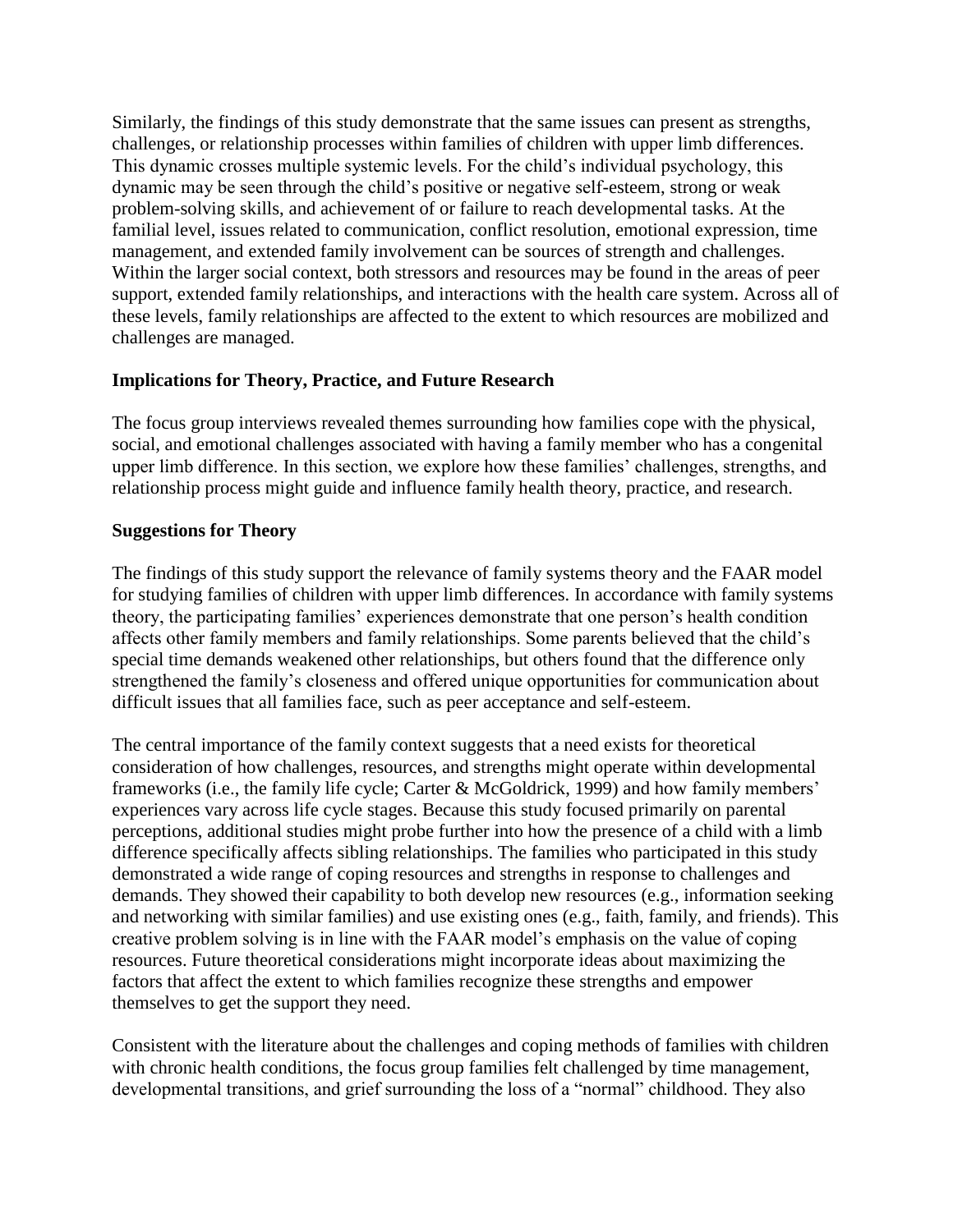Similarly, the findings of this study demonstrate that the same issues can present as strengths, challenges, or relationship processes within families of children with upper limb differences. This dynamic crosses multiple systemic levels. For the child's individual psychology, this dynamic may be seen through the child's positive or negative self-esteem, strong or weak problem-solving skills, and achievement of or failure to reach developmental tasks. At the familial level, issues related to communication, conflict resolution, emotional expression, time management, and extended family involvement can be sources of strength and challenges. Within the larger social context, both stressors and resources may be found in the areas of peer support, extended family relationships, and interactions with the health care system. Across all of these levels, family relationships are affected to the extent to which resources are mobilized and challenges are managed.

## Implications for Theory, Practice, and Future Research

The focus group interviews revealed themes surrounding how families cope with the physical, social, and emotional challenges associated with having a family member who has a congenital upper limb difference. In this section, we explore how these families' challenges, strengths, and relationship process might guide and influence family health theory, practice, and research.

### Suggestions for Theory

The findings of this study support the relevance of family systems theory and the FAAR model for studying families of children with upper limb differences. In accordance with family systems theory, the participating families' experiences demonstrate that one person's health condition affects other family members and family relationships. Some parents believed that the child's special time demands weakened other relationships, but others found that the difference only strengthened the family's closeness and offered unique opportunities for communication about difficult issues that all families face, such as peer acceptance and self-esteem.

The central importance of the family context suggests that a need exists for theoretical consideration of how challenges, resources, and strengths might operate within developmental frameworks (i.e., the family life cycle; Carter & McGoldrick, 1999) and how family members' experiences vary across life cycle stages. Because this study focused primarily on parental perceptions, additional studies might probe further into how the presence of a child with a limb difference specifically affects sibling relationships. The families who participated in this study demonstrated a wide range of coping resources and strengths in response to challenges and demands. They showed their capability to both develop new resources (e.g., information seeking and networking with similar families) and use existing ones (e.g., faith, family, and friends). This creative problem solving is in line with the FAAR model's emphasis on the value of coping resources. Future theoretical considerations might incorporate ideas about maximizing the factors that affect the extent to which families recognize these strengths and empower themselves to get the support they need.

Consistent with the literature about the challenges and coping methods of families with children with chronic health conditions, the focus group families felt challenged by time management, developmental transitions, and grief surrounding the loss of a "normal" childhood. They also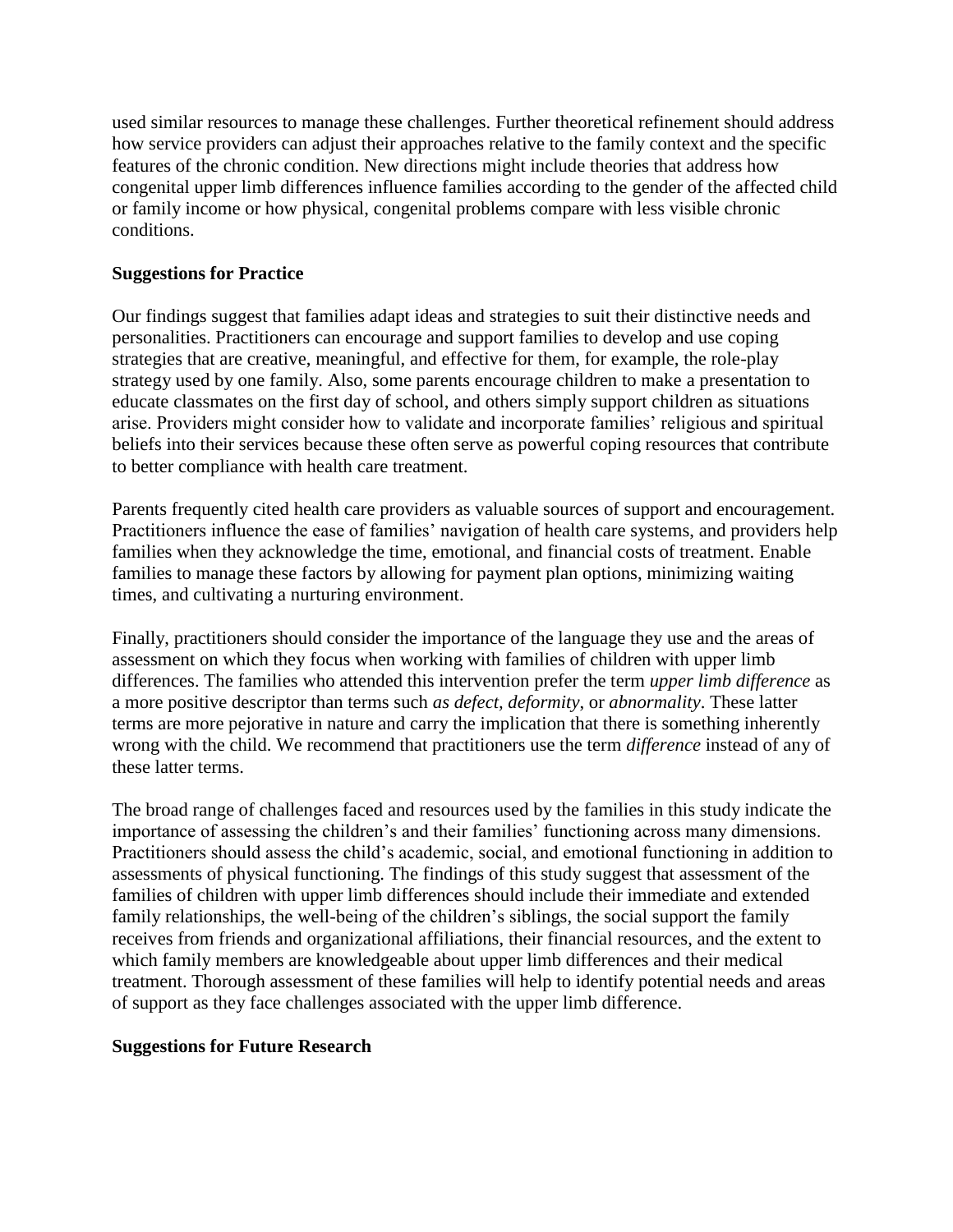used similar resources to manage these challenges. Further theoretical refinement should address how service providers can adjust their approaches relative to the family context and the specific features of the chronic condition. New directions might include theories that address how congenital upper limb differences influence families according to the gender of the affected child or family income or how physical, congenital problems compare with less visible chronic conditions.

**Suggestions for Practice**

Our findings suggest that families adapt ideas and strategies to suit their distinctive needs and personalities. Practitioners can encourage and support families to develop and use coping strategies that are creative, meaningful, and effective for them, for example, the role-play strategy used by one family. Also, some parents encourage children to make a presentation to educate classmates on the first day of school, and others simply support children as situations arise. Providers might consider how to validate and incorporate families' religious and spiritual beliefs into their services because these often serve as powerful coping resources that contribute to better compliance with health care treatment.

Parents frequently cited health care providers as valuable sources of support and encouragement. Practitioners influence the ease of families' navigation of health care systems, and providers help families when they acknowledge the time, emotional, and financial costs of treatment. Enable families to manage these factors by allowing for payment plan options, minimizing waiting times, and cultivating a nurturing environment.

Finally, practitioners should consider the importance of the language they use and the areas of assessment on which they focus when working with families of children with upper limb differences. The families who attended this intervention prefer the term *upper limb difference* as a more positive descriptor than terms such *as defect, deformity*, or *abnormality*. These latter terms are more pejorative in nature and carry the implication that there is something inherently wrong with the child. We recommend that practitioners use the term *difference* instead of any of these latter terms.

The broad range of challenges faced and resources used by the families in this study indicate the importance of assessing the children's and their families' functioning across many dimensions. Practitioners should assess the child's academic, social, and emotional functioning in addition to assessments of physical functioning. The findings of this study suggest that assessment of the families of children with upper limb differences should include their immediate and extended family relationships, the well-being of the children's siblings, the social support the family receives from friends and organizational affiliations, their financial resources, and the extent to which family members are knowledgeable about upper limb differences and their medical treatment. Thorough assessment of these families will help to identify potential needs and areas of support as they face challenges associated with the upper limb difference.

**Suggestions for Future Research**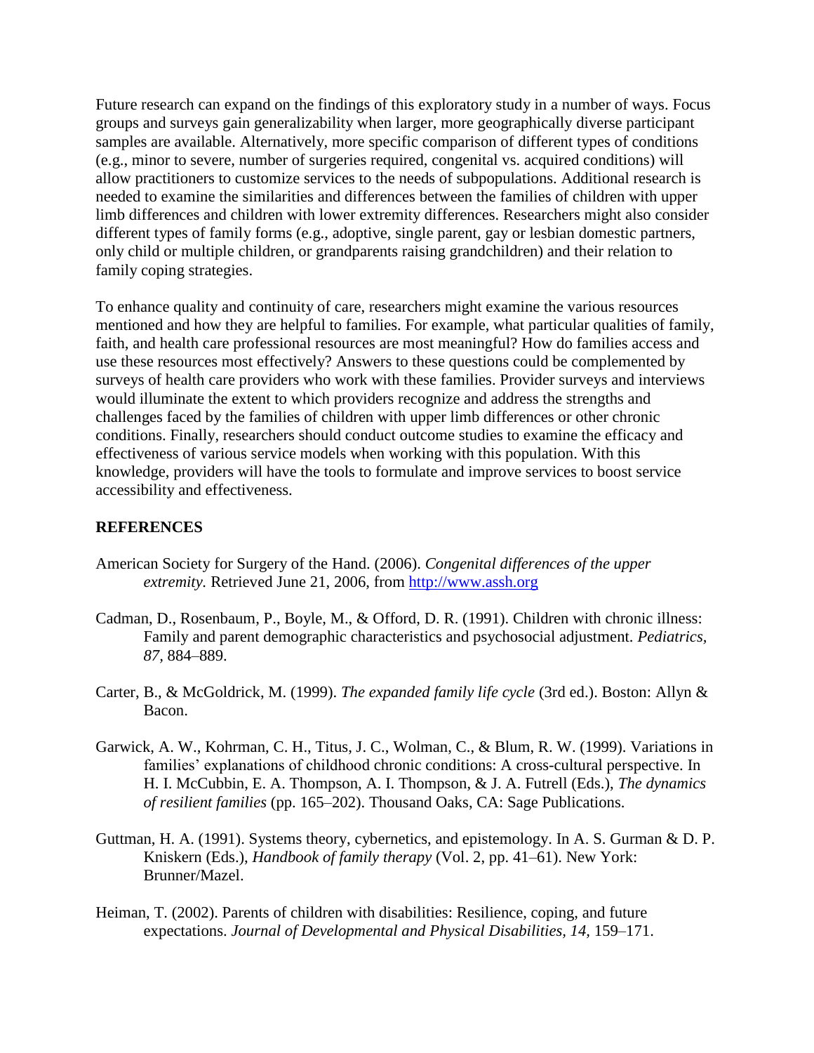Future research can expand on the findings of this exploratory study in a number of ways. Focus groups and surveys gain generalizability when larger, more geographically diverse participant samples are available. Alternatively, more specific comparison of different types of conditions (e.g., minor to severe, number of surgeries required, congenital vs. acquired conditions) will allow practitioners to customize services to the needs of subpopulations. Additional research is needed to examine the similarities and differences between the families of children with upper limb differences and children with lower extremity differences. Researchers might also consider different types of family forms (e.g., adoptive, single parent, gay or lesbian domestic partners, only child or multiple children, or grandparents raising grandchildren) and their relation to family coping strategies.

To enhance quality and continuity of care, researchers might examine the various resources mentioned and how they are helpful to families. For example, what particular qualities of family, faith, and health care professional resources are most meaningful? How do families access and use these resources most effectively? Answers to these questions could be complemented by surveys of health care providers who work with these families. Provider surveys and interviews would illuminate the extent to which providers recognize and address the strengths and challenges faced by the families of children with upper limb differences or other chronic conditions. Finally, researchers should conduct outcome studies to examine the efficacy and effectiveness of various service models when working with this population. With this knowledge, providers will have the tools to formulate and improve services to boost service accessibility and effectiveness.

## REFERENCES

American Society for Surgery of the Hand. (2006). *Congenital differences of the upper extremity.* Retrieved June 21, 2006, from http://www.assh.org

Cadman, D., Rosenbaum, P., Boyle, M., & Offord, D. R. (1991). Children with chronic illness: Family and parent demographic characteristics and psychosocial adjustment. *Pediatrics, 87*, 884–889.

Carter, B., & McGoldrick, M. (1999). *The expanded family life cycle* (3rd ed.). Boston: Allyn & Bacon.

Garwick, A. W., Kohrman, C. H., Titus, J. C., Wolman, C., & Blum, R. W. (1999). Variations in families' explanations of childhood chronic conditions: A cross-cultural perspective. In H. I. McCubbin, E. A. Thompson, A. I. Thompson, & J. A. Futrell (Eds.), *The dynamics of resilient families* (pp. 165–202). Thousand Oaks, CA: Sage Publications.

Guttman, H. A. (1991). Systems theory, cybernetics, and epistemology. In A. S. Gurman & D. P. Kniskern (Eds.), *Handbook of family therapy* (Vol. 2, pp. 41–61). New York: Brunner/Mazel.

Heiman, T. (2002). Parents of children with disabilities: Resilience, coping, and future expectations. *Journal of Developmental and Physical Disabilities, 14*, 159–171.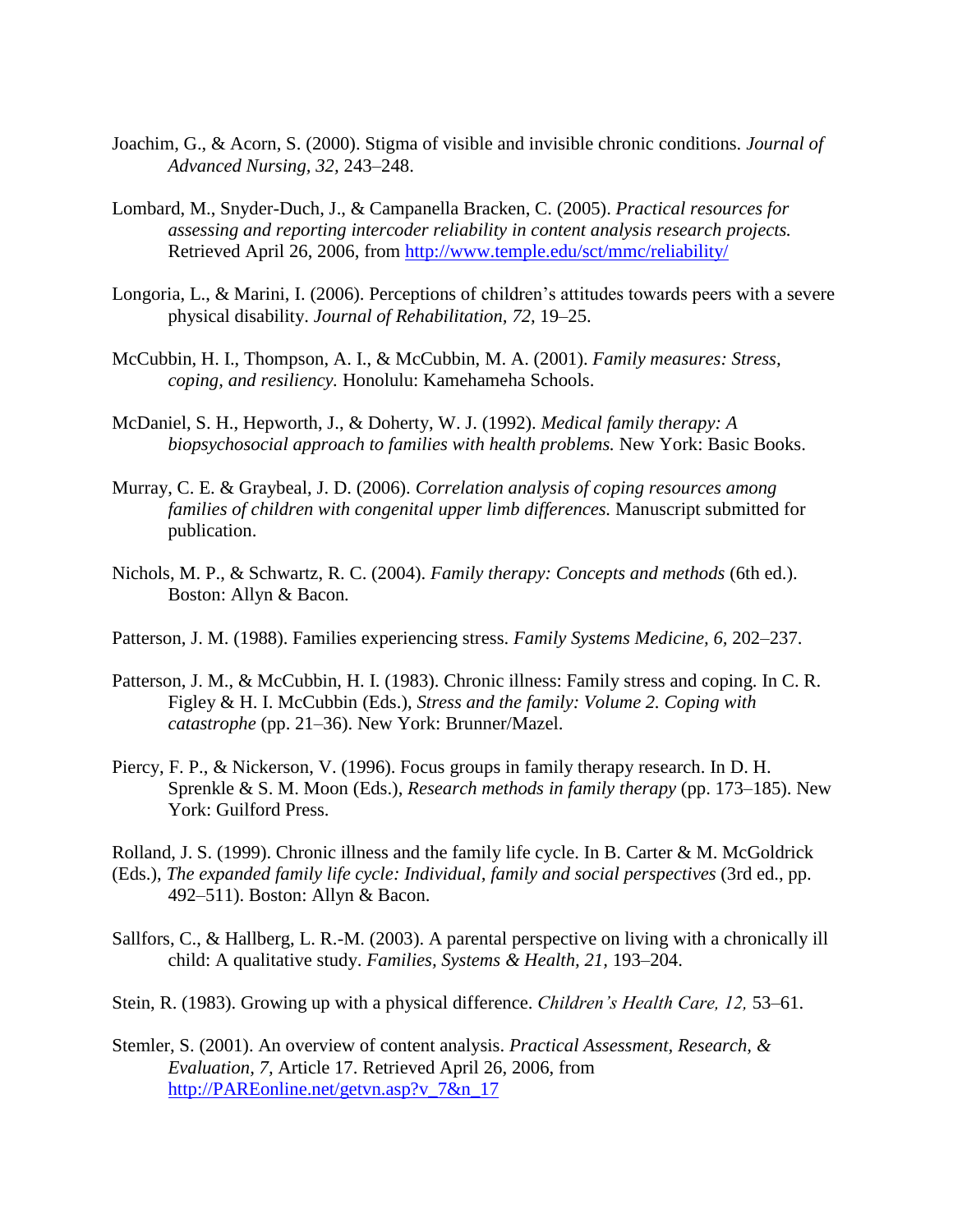Joachim, G., & Acorn, S. (2000). Stigma of visible and invisible chronic conditions. *Journal of Advanced Nursing, 32*, 243–248.

Lombard, M., Snyder-Duch, J., & Campanella Bracken, C. (2005). *Practical resources for assessing and reporting intercoder reliability in content analysis research projects.* Retrieved April 26, 2006, from http://www.temple.edu/sct/mmc/reliability/

Longoria, L., & Marini, I. (2006). Perceptions of children's attitudes towards peers with a severe physical disability. *Journal of Rehabilitation, 72,* 19–25.

McCubbin, H. I., Thompson, A. I., & McCubbin, M. A. (2001). *Family measures: Stress, coping, and resiliency.* Honolulu: Kamehameha Schools.

McDaniel, S. H., Hepworth, J., & Doherty, W. J. (1992). *Medical family therapy: A biopsychosocial approach to families with health problems.* New York: Basic Books.

Murray, C. E. & Graybeal, J. D. (2006). *Correlation analysis of coping resources among families of children with congenital upper limb differences.* Manuscript submitted for publication.

Nichols, M. P., & Schwartz, R. C. (2004). *Family therapy: Concepts and methods* (6th ed.). Boston: Allyn & Bacon.

Patterson, J. M. (1988). Families experiencing stress. *Family Systems Medicine, 6,* 202–237.

Patterson, J. M., & McCubbin, H. I. (1983). Chronic illness: Family stress and coping. In C. R. Figley & H. I. McCubbin (Eds.), *Stress and the family: Volume 2. Coping with catastrophe* (pp. 21–36). New York: Brunner/Mazel.

Piercy, F. P., & Nickerson, V. (1996). Focus groups in family therapy research. In D. H. Sprenkle & S. M. Moon (Eds.), *Research methods in family therapy* (pp. 173–185). New York: Guilford Press.

Rolland, J. S. (1999). Chronic illness and the family life cycle. In B. Carter & M. McGoldrick (Eds.), *The expanded family life cycle: Individual, family and social perspectives* (3rd ed., pp. 492–511). Boston: Allyn & Bacon.

Sallfors, C., & Hallberg, L. R.-M. (2003). A parental perspective on living with a chronically ill child: A qualitative study. *Families, Systems & Health, 21,* 193–204.

Stein, R. (1983). Growing up with a physical difference. *Children's Health Care, 12,* 53–61.

Stemler, S. (2001). An overview of content analysis. *Practical Assessment, Research, & Evaluation, 7,* Article 17. Retrieved April 26, 2006, from http://PAREonline.net/getvn.asp?v_7&n_17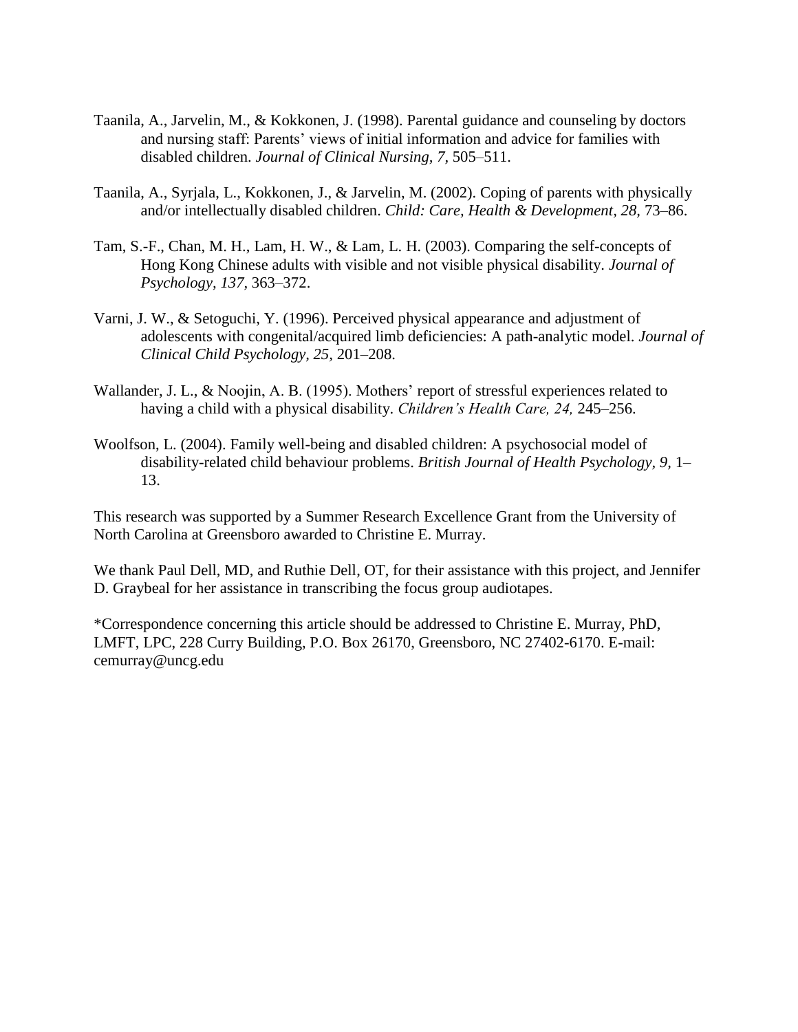Taanila, A., Jarvelin, M., & Kokkonen, J. (1998). Parental guidance and counseling by doctors and nursing staff: Parents' views of initial information and advice for families with disabled children. *Journal of Clinical Nursing, 7,* 505–511.

Taanila, A., Syrjala, L., Kokkonen, J., & Jarvelin, M. (2002). Coping of parents with physically and/or intellectually disabled children. *Child: Care, Health & Development, 28,* 73–86.

Tam, S.-F., Chan, M. H., Lam, H. W., & Lam, L. H. (2003). Comparing the self-concepts of Hong Kong Chinese adults with visible and not visible physical disability. *Journal of Psychology, 137,* 363–372.

Varni, J. W., & Setoguchi, Y. (1996). Perceived physical appearance and adjustment of adolescents with congenital/acquired limb deficiencies: A path-analytic model. *Journal of Clinical Child Psychology, 25,* 201–208.

Wallander, J. L., & Noojin, A. B. (1995). Mothers' report of stressful experiences related to having a child with a physical disability. *Children's Health Care, 24,* 245–256.

Woolfson, L. (2004). Family well-being and disabled children: A psychosocial model of disability-related child behaviour problems. *British Journal of Health Psychology, 9,* 1–13.

This research was supported by a Summer Research Excellence Grant from the University of North Carolina at Greensboro awarded to Christine E. Murray.

We thank Paul Dell, MD, and Ruthie Dell, OT, for their assistance with this project, and Jennifer D. Graybeal for her assistance in transcribing the focus group audiotapes.

*Correspondence concerning this article should be addressed to Christine E. Murray, PhD, LMFT, LPC, 228 Curry Building, P.O. Box 26170, Greensboro, NC 27402-6170. E-mail: cemurray@uncg.edu